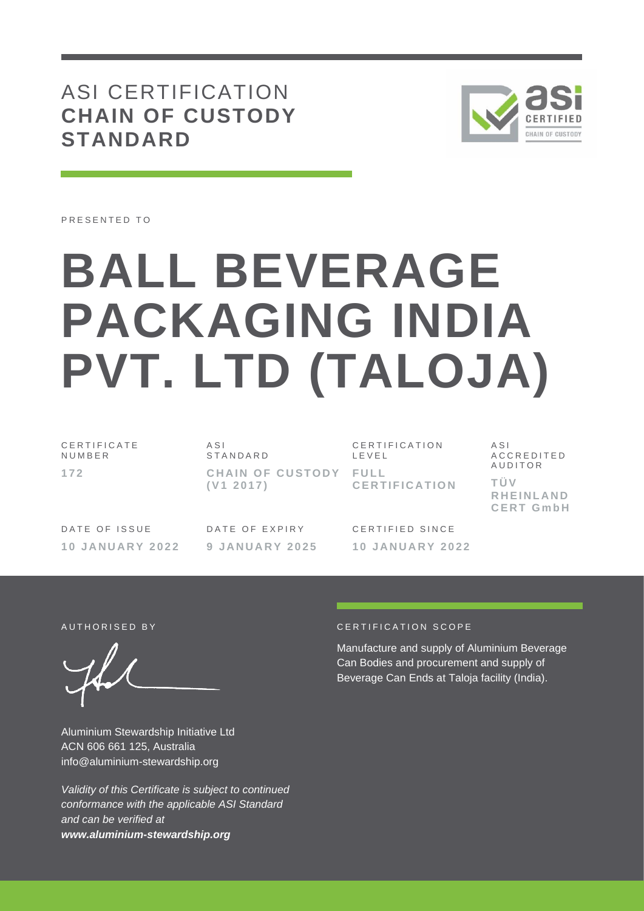# ASI CERTIFICATION **CHAIN OF CUSTODY STANDARD**

PRESENTED TO

# BALL BEVERAGE PACKAGING INDIA PVT. LTD (TALOJA)

| CERTIFICATE NUMBER | ASI STANDARD | CERTIFICATION LEVEL | ASI ACCREDITED AUDITOR |
|---|---|---|---|
| **172** | **CHAIN OF CUSTODY (V1 2017)** | **FULL CERTIFICATION** | **TÜV RHEINLAND CERT GmbH** |

| DATE OF ISSUE | DATE OF EXPIRY | CERTIFIED SINCE |
|---|---|---|
| **10 JANUARY 2022** | **9 JANUARY 2025** | **10 JANUARY 2022** |

AUTHORISED BY

Aluminium Stewardship Initiative Ltd
ACN 606 661 125, Australia
info@aluminium-stewardship.org

*Validity of this Certificate is subject to continued conformance with the applicable ASI Standard and can be verified at* ***www.aluminium-stewardship.org***

CERTIFICATION SCOPE

Manufacture and supply of Aluminium Beverage Can Bodies and procurement and supply of Beverage Can Ends at Taloja facility (India).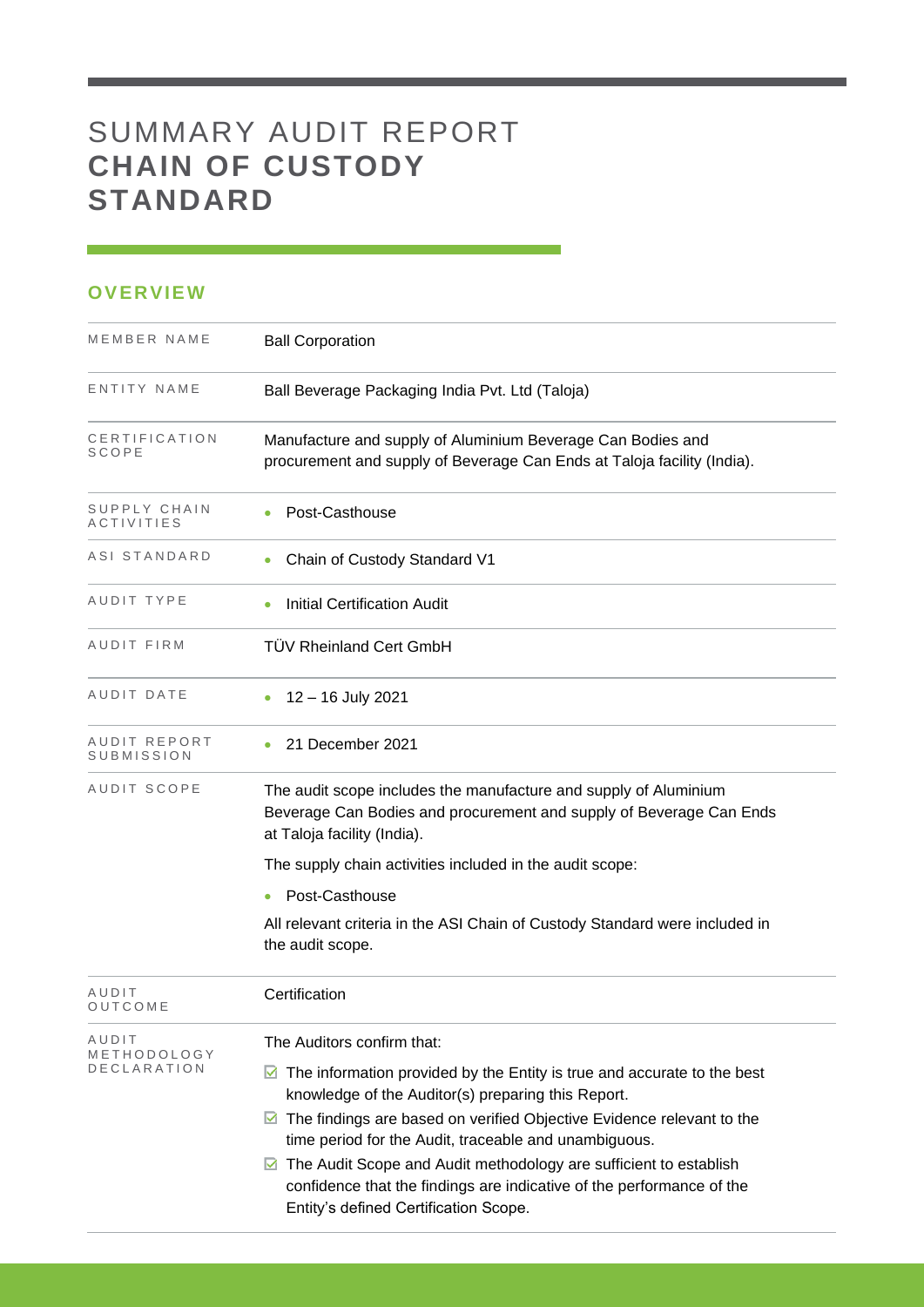# SUMMARY AUDIT REPORT **CHAIN OF CUSTODY STANDARD**

## OVERVIEW

| | |
|---|---|
| MEMBER NAME | Ball Corporation |
| ENTITY NAME | Ball Beverage Packaging India Pvt. Ltd (Taloja) |
| CERTIFICATION SCOPE | Manufacture and supply of Aluminium Beverage Can Bodies and procurement and supply of Beverage Can Ends at Taloja facility (India). |
| SUPPLY CHAIN ACTIVITIES | • Post-Casthouse |
| ASI STANDARD | • Chain of Custody Standard V1 |
| AUDIT TYPE | • Initial Certification Audit |
| AUDIT FIRM | TÜV Rheinland Cert GmbH |
| AUDIT DATE | • 12 – 16 July 2021 |
| AUDIT REPORT SUBMISSION | • 21 December 2021 |
| AUDIT SCOPE | The audit scope includes the manufacture and supply of Aluminium Beverage Can Bodies and procurement and supply of Beverage Can Ends at Taloja facility (India).<br><br>The supply chain activities included in the audit scope:<br><br>• Post-Casthouse<br><br>All relevant criteria in the ASI Chain of Custody Standard were included in the audit scope. |
| AUDIT OUTCOME | Certification |
| AUDIT METHODOLOGY DECLARATION | The Auditors confirm that:<br><br>☑ The information provided by the Entity is true and accurate to the best knowledge of the Auditor(s) preparing this Report.<br>☑ The findings are based on verified Objective Evidence relevant to the time period for the Audit, traceable and unambiguous.<br>☑ The Audit Scope and Audit methodology are sufficient to establish confidence that the findings are indicative of the performance of the Entity's defined Certification Scope. |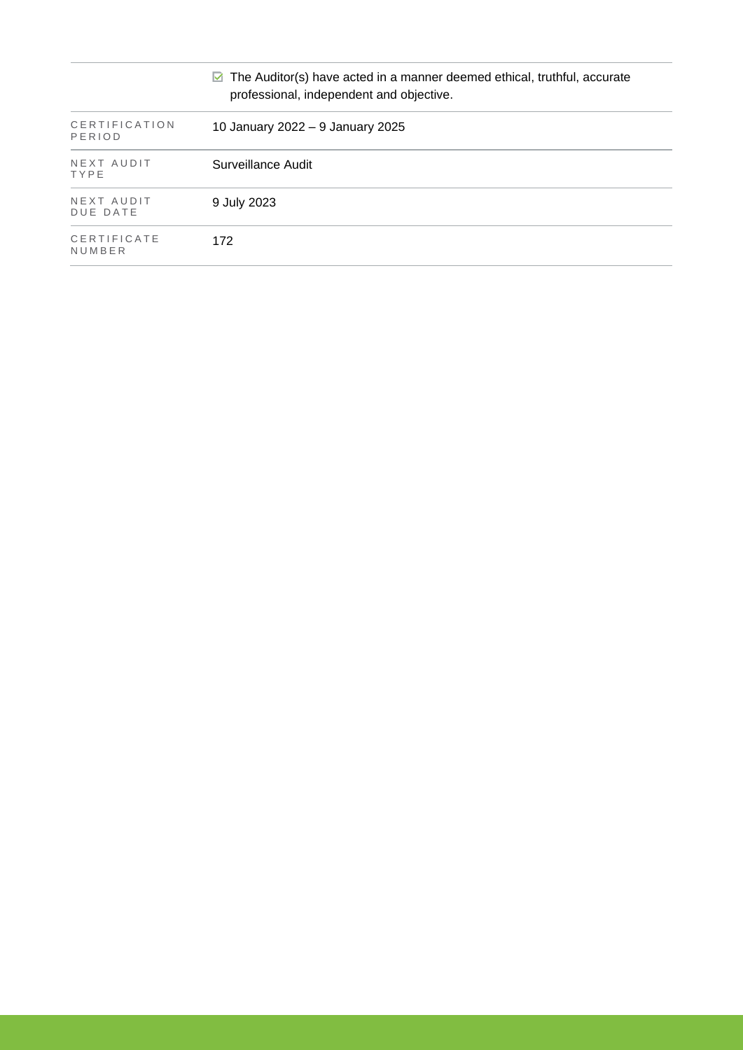|  |  |
|---|---|
|  | ☑ The Auditor(s) have acted in a manner deemed ethical, truthful, accurate professional, independent and objective. |
| CERTIFICATION PERIOD | 10 January 2022 – 9 January 2025 |
| NEXT AUDIT TYPE | Surveillance Audit |
| NEXT AUDIT DUE DATE | 9 July 2023 |
| CERTIFICATE NUMBER | 172 |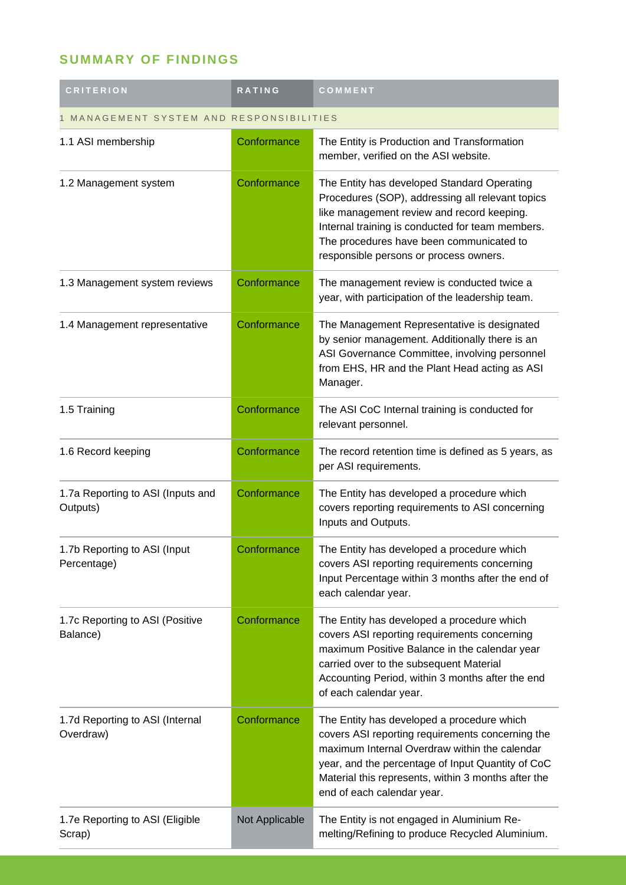## SUMMARY OF FINDINGS

| CRITERION | RATING | COMMENT |
|---|---|---|
| 1 MANAGEMENT SYSTEM AND RESPONSIBILITIES | | |
| 1.1 ASI membership | Conformance | The Entity is Production and Transformation member, verified on the ASI website. |
| 1.2 Management system | Conformance | The Entity has developed Standard Operating Procedures (SOP), addressing all relevant topics like management review and record keeping. Internal training is conducted for team members. The procedures have been communicated to responsible persons or process owners. |
| 1.3 Management system reviews | Conformance | The management review is conducted twice a year, with participation of the leadership team. |
| 1.4 Management representative | Conformance | The Management Representative is designated by senior management. Additionally there is an ASI Governance Committee, involving personnel from EHS, HR and the Plant Head acting as ASI Manager. |
| 1.5 Training | Conformance | The ASI CoC Internal training is conducted for relevant personnel. |
| 1.6 Record keeping | Conformance | The record retention time is defined as 5 years, as per ASI requirements. |
| 1.7a Reporting to ASI (Inputs and Outputs) | Conformance | The Entity has developed a procedure which covers reporting requirements to ASI concerning Inputs and Outputs. |
| 1.7b Reporting to ASI (Input Percentage) | Conformance | The Entity has developed a procedure which covers ASI reporting requirements concerning Input Percentage within 3 months after the end of each calendar year. |
| 1.7c Reporting to ASI (Positive Balance) | Conformance | The Entity has developed a procedure which covers ASI reporting requirements concerning maximum Positive Balance in the calendar year carried over to the subsequent Material Accounting Period, within 3 months after the end of each calendar year. |
| 1.7d Reporting to ASI (Internal Overdraw) | Conformance | The Entity has developed a procedure which covers ASI reporting requirements concerning the maximum Internal Overdraw within the calendar year, and the percentage of Input Quantity of CoC Material this represents, within 3 months after the end of each calendar year. |
| 1.7e Reporting to ASI (Eligible Scrap) | Not Applicable | The Entity is not engaged in Aluminium Re-melting/Refining to produce Recycled Aluminium. |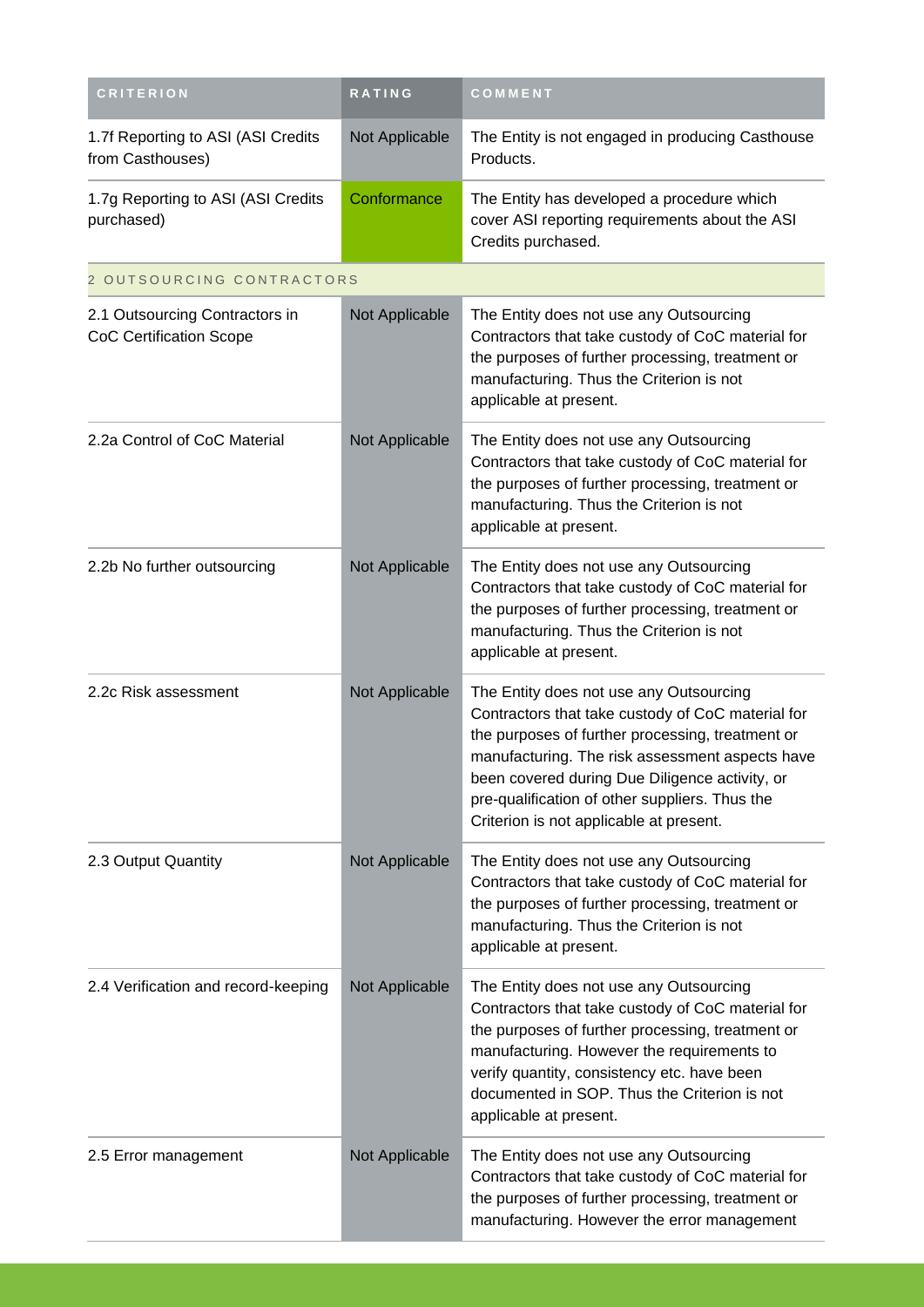| CRITERION | RATING | COMMENT |
| --- | --- | --- |
| 1.7f Reporting to ASI (ASI Credits from Casthouses) | Not Applicable | The Entity is not engaged in producing Casthouse Products. |
| 1.7g Reporting to ASI (ASI Credits purchased) | Conformance | The Entity has developed a procedure which cover ASI reporting requirements about the ASI Credits purchased. |
| 2 OUTSOURCING CONTRACTORS | | |
| 2.1 Outsourcing Contractors in CoC Certification Scope | Not Applicable | The Entity does not use any Outsourcing Contractors that take custody of CoC material for the purposes of further processing, treatment or manufacturing. Thus the Criterion is not applicable at present. |
| 2.2a Control of CoC Material | Not Applicable | The Entity does not use any Outsourcing Contractors that take custody of CoC material for the purposes of further processing, treatment or manufacturing. Thus the Criterion is not applicable at present. |
| 2.2b No further outsourcing | Not Applicable | The Entity does not use any Outsourcing Contractors that take custody of CoC material for the purposes of further processing, treatment or manufacturing. Thus the Criterion is not applicable at present. |
| 2.2c Risk assessment | Not Applicable | The Entity does not use any Outsourcing Contractors that take custody of CoC material for the purposes of further processing, treatment or manufacturing. The risk assessment aspects have been covered during Due Diligence activity, or pre-qualification of other suppliers. Thus the Criterion is not applicable at present. |
| 2.3 Output Quantity | Not Applicable | The Entity does not use any Outsourcing Contractors that take custody of CoC material for the purposes of further processing, treatment or manufacturing. Thus the Criterion is not applicable at present. |
| 2.4 Verification and record-keeping | Not Applicable | The Entity does not use any Outsourcing Contractors that take custody of CoC material for the purposes of further processing, treatment or manufacturing. However the requirements to verify quantity, consistency etc. have been documented in SOP. Thus the Criterion is not applicable at present. |
| 2.5 Error management | Not Applicable | The Entity does not use any Outsourcing Contractors that take custody of CoC material for the purposes of further processing, treatment or manufacturing. However the error management |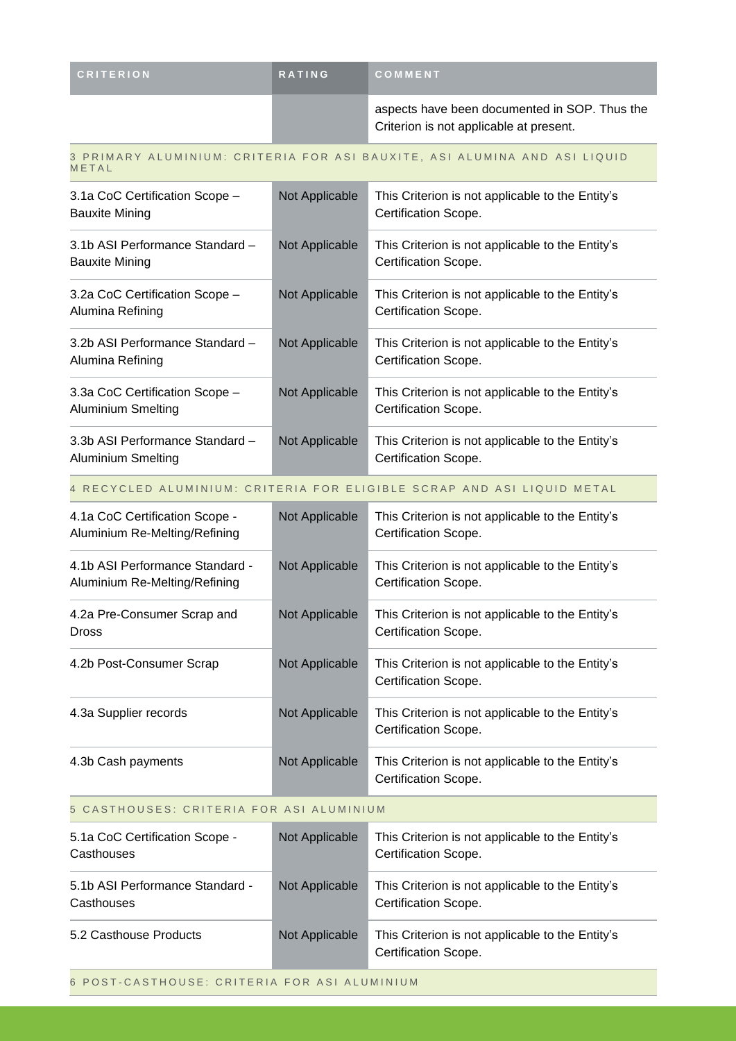| CRITERION | RATING | COMMENT |
| --- | --- | --- |
| | | aspects have been documented in SOP. Thus the Criterion is not applicable at present. |
| **3 PRIMARY ALUMINIUM: CRITERIA FOR ASI BAUXITE, ASI ALUMINA AND ASI LIQUID METAL** | | |
| 3.1a CoC Certification Scope – Bauxite Mining | Not Applicable | This Criterion is not applicable to the Entity's Certification Scope. |
| 3.1b ASI Performance Standard – Bauxite Mining | Not Applicable | This Criterion is not applicable to the Entity's Certification Scope. |
| 3.2a CoC Certification Scope – Alumina Refining | Not Applicable | This Criterion is not applicable to the Entity's Certification Scope. |
| 3.2b ASI Performance Standard – Alumina Refining | Not Applicable | This Criterion is not applicable to the Entity's Certification Scope. |
| 3.3a CoC Certification Scope – Aluminium Smelting | Not Applicable | This Criterion is not applicable to the Entity's Certification Scope. |
| 3.3b ASI Performance Standard – Aluminium Smelting | Not Applicable | This Criterion is not applicable to the Entity's Certification Scope. |
| **4 RECYCLED ALUMINIUM: CRITERIA FOR ELIGIBLE SCRAP AND ASI LIQUID METAL** | | |
| 4.1a CoC Certification Scope - Aluminium Re-Melting/Refining | Not Applicable | This Criterion is not applicable to the Entity's Certification Scope. |
| 4.1b ASI Performance Standard - Aluminium Re-Melting/Refining | Not Applicable | This Criterion is not applicable to the Entity's Certification Scope. |
| 4.2a Pre-Consumer Scrap and Dross | Not Applicable | This Criterion is not applicable to the Entity's Certification Scope. |
| 4.2b Post-Consumer Scrap | Not Applicable | This Criterion is not applicable to the Entity's Certification Scope. |
| 4.3a Supplier records | Not Applicable | This Criterion is not applicable to the Entity's Certification Scope. |
| 4.3b Cash payments | Not Applicable | This Criterion is not applicable to the Entity's Certification Scope. |
| **5 CASTHOUSES: CRITERIA FOR ASI ALUMINIUM** | | |
| 5.1a CoC Certification Scope - Casthouses | Not Applicable | This Criterion is not applicable to the Entity's Certification Scope. |
| 5.1b ASI Performance Standard - Casthouses | Not Applicable | This Criterion is not applicable to the Entity's Certification Scope. |
| 5.2 Casthouse Products | Not Applicable | This Criterion is not applicable to the Entity's Certification Scope. |
| **6 POST-CASTHOUSE: CRITERIA FOR ASI ALUMINIUM** | | |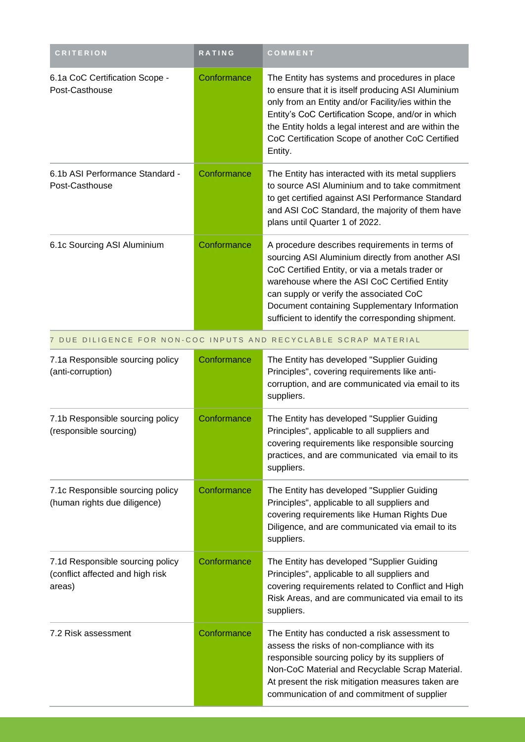| CRITERION | RATING | COMMENT |
|---|---|---|
| 6.1a CoC Certification Scope - Post-Casthouse | Conformance | The Entity has systems and procedures in place to ensure that it is itself producing ASI Aluminium only from an Entity and/or Facility/ies within the Entity's CoC Certification Scope, and/or in which the Entity holds a legal interest and are within the CoC Certification Scope of another CoC Certified Entity. |
| 6.1b ASI Performance Standard - Post-Casthouse | Conformance | The Entity has interacted with its metal suppliers to source ASI Aluminium and to take commitment to get certified against ASI Performance Standard and ASI CoC Standard, the majority of them have plans until Quarter 1 of 2022. |
| 6.1c Sourcing ASI Aluminium | Conformance | A procedure describes requirements in terms of sourcing ASI Aluminium directly from another ASI CoC Certified Entity, or via a metals trader or warehouse where the ASI CoC Certified Entity can supply or verify the associated CoC Document containing Supplementary Information sufficient to identify the corresponding shipment. |
| 7 DUE DILIGENCE FOR NON-COC INPUTS AND RECYCLABLE SCRAP MATERIAL | | |
| 7.1a Responsible sourcing policy (anti-corruption) | Conformance | The Entity has developed "Supplier Guiding Principles", covering requirements like anti-corruption, and are communicated via email to its suppliers. |
| 7.1b Responsible sourcing policy (responsible sourcing) | Conformance | The Entity has developed "Supplier Guiding Principles", applicable to all suppliers and covering requirements like responsible sourcing practices, and are communicated via email to its suppliers. |
| 7.1c Responsible sourcing policy (human rights due diligence) | Conformance | The Entity has developed "Supplier Guiding Principles", applicable to all suppliers and covering requirements like Human Rights Due Diligence, and are communicated via email to its suppliers. |
| 7.1d Responsible sourcing policy (conflict affected and high risk areas) | Conformance | The Entity has developed "Supplier Guiding Principles", applicable to all suppliers and covering requirements related to Conflict and High Risk Areas, and are communicated via email to its suppliers. |
| 7.2 Risk assessment | Conformance | The Entity has conducted a risk assessment to assess the risks of non-compliance with its responsible sourcing policy by its suppliers of Non-CoC Material and Recyclable Scrap Material. At present the risk mitigation measures taken are communication of and commitment of supplier |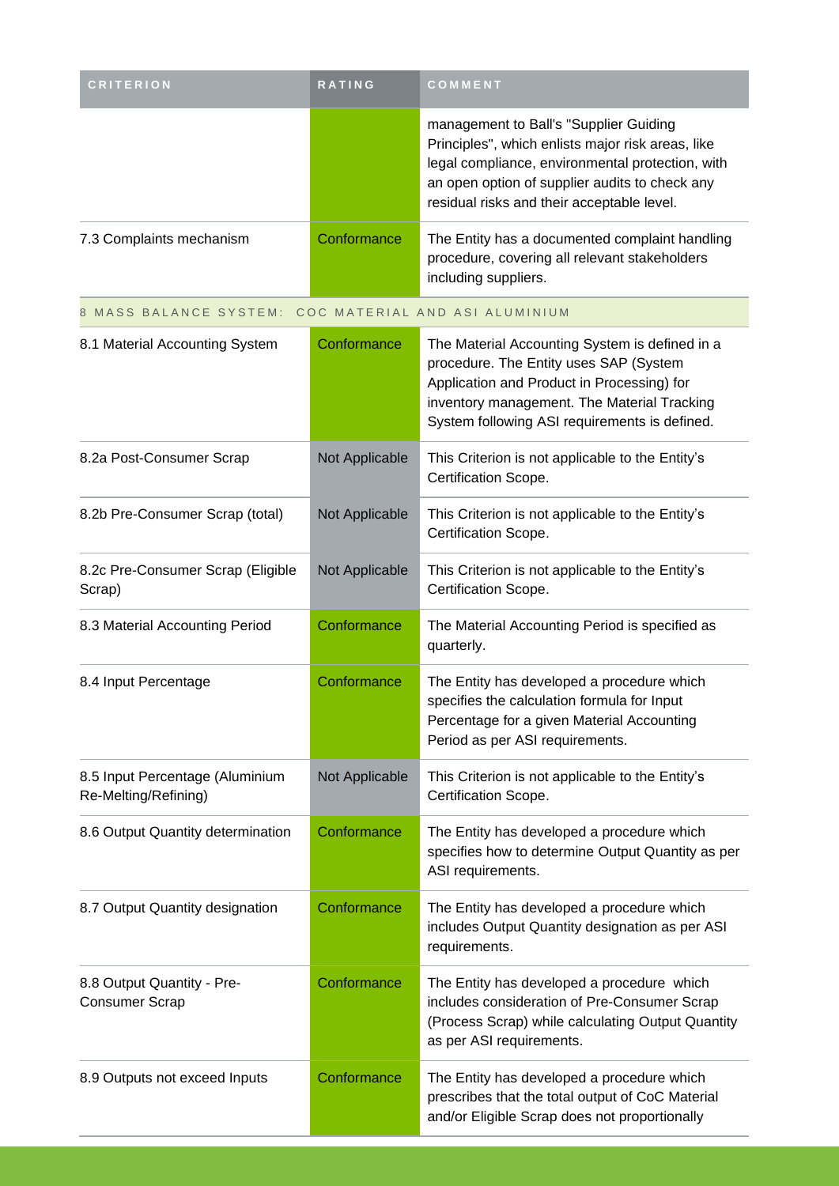| CRITERION | RATING | COMMENT |
| --- | --- | --- |
| | | management to Ball's "Supplier Guiding Principles", which enlists major risk areas, like legal compliance, environmental protection, with an open option of supplier audits to check any residual risks and their acceptable level. |
| 7.3 Complaints mechanism | Conformance | The Entity has a documented complaint handling procedure, covering all relevant stakeholders including suppliers. |
| 8 MASS BALANCE SYSTEM: COC MATERIAL AND ASI ALUMINIUM | | |
| 8.1 Material Accounting System | Conformance | The Material Accounting System is defined in a procedure. The Entity uses SAP (System Application and Product in Processing) for inventory management. The Material Tracking System following ASI requirements is defined. |
| 8.2a Post-Consumer Scrap | Not Applicable | This Criterion is not applicable to the Entity's Certification Scope. |
| 8.2b Pre-Consumer Scrap (total) | Not Applicable | This Criterion is not applicable to the Entity's Certification Scope. |
| 8.2c Pre-Consumer Scrap (Eligible Scrap) | Not Applicable | This Criterion is not applicable to the Entity's Certification Scope. |
| 8.3 Material Accounting Period | Conformance | The Material Accounting Period is specified as quarterly. |
| 8.4 Input Percentage | Conformance | The Entity has developed a procedure which specifies the calculation formula for Input Percentage for a given Material Accounting Period as per ASI requirements. |
| 8.5 Input Percentage (Aluminium Re-Melting/Refining) | Not Applicable | This Criterion is not applicable to the Entity's Certification Scope. |
| 8.6 Output Quantity determination | Conformance | The Entity has developed a procedure which specifies how to determine Output Quantity as per ASI requirements. |
| 8.7 Output Quantity designation | Conformance | The Entity has developed a procedure which includes Output Quantity designation as per ASI requirements. |
| 8.8 Output Quantity - Pre-Consumer Scrap | Conformance | The Entity has developed a procedure which includes consideration of Pre-Consumer Scrap (Process Scrap) while calculating Output Quantity as per ASI requirements. |
| 8.9 Outputs not exceed Inputs | Conformance | The Entity has developed a procedure which prescribes that the total output of CoC Material and/or Eligible Scrap does not proportionally |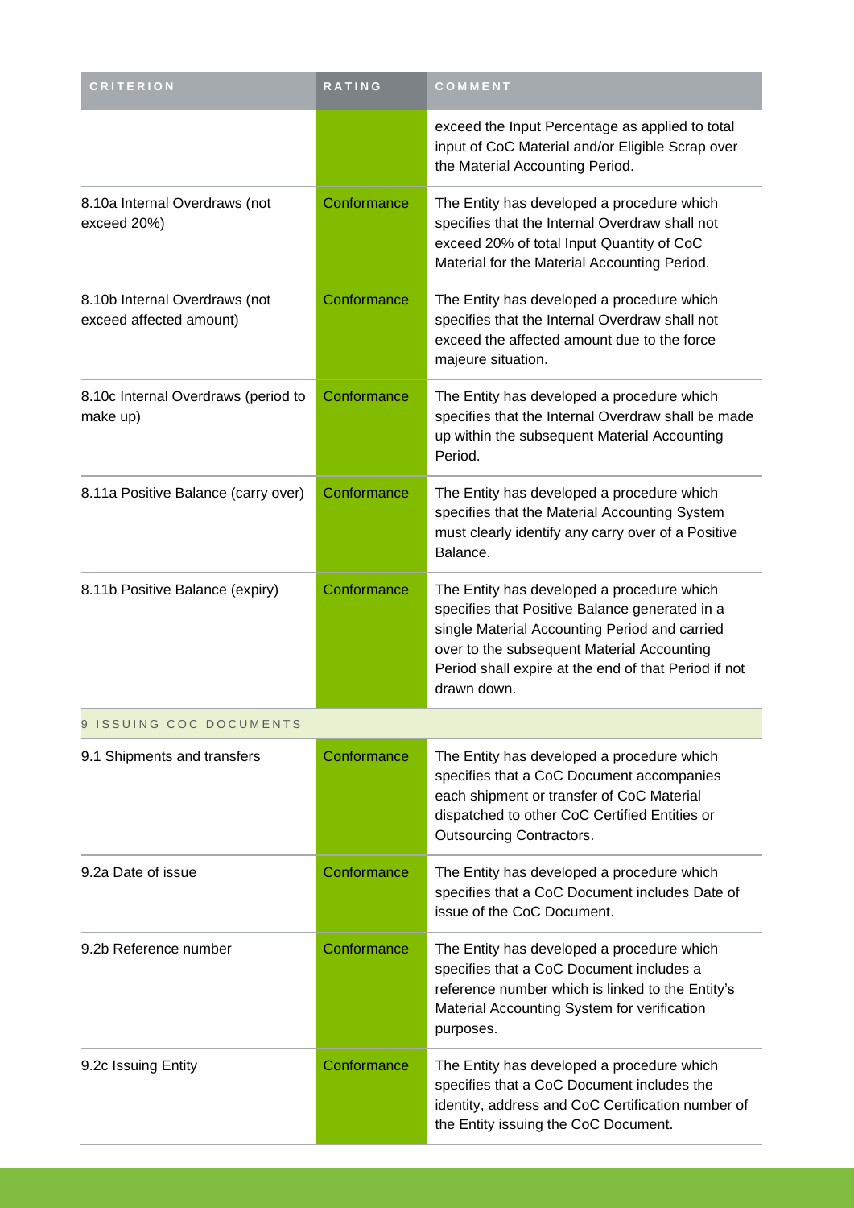| CRITERION | RATING | COMMENT |
| --- | --- | --- |
| | | exceed the Input Percentage as applied to total input of CoC Material and/or Eligible Scrap over the Material Accounting Period. |
| 8.10a Internal Overdraws (not exceed 20%) | Conformance | The Entity has developed a procedure which specifies that the Internal Overdraw shall not exceed 20% of total Input Quantity of CoC Material for the Material Accounting Period. |
| 8.10b Internal Overdraws (not exceed affected amount) | Conformance | The Entity has developed a procedure which specifies that the Internal Overdraw shall not exceed the affected amount due to the force majeure situation. |
| 8.10c Internal Overdraws (period to make up) | Conformance | The Entity has developed a procedure which specifies that the Internal Overdraw shall be made up within the subsequent Material Accounting Period. |
| 8.11a Positive Balance (carry over) | Conformance | The Entity has developed a procedure which specifies that the Material Accounting System must clearly identify any carry over of a Positive Balance. |
| 8.11b Positive Balance (expiry) | Conformance | The Entity has developed a procedure which specifies that Positive Balance generated in a single Material Accounting Period and carried over to the subsequent Material Accounting Period shall expire at the end of that Period if not drawn down. |
| 9 ISSUING COC DOCUMENTS | | |
| 9.1 Shipments and transfers | Conformance | The Entity has developed a procedure which specifies that a CoC Document accompanies each shipment or transfer of CoC Material dispatched to other CoC Certified Entities or Outsourcing Contractors. |
| 9.2a Date of issue | Conformance | The Entity has developed a procedure which specifies that a CoC Document includes Date of issue of the CoC Document. |
| 9.2b Reference number | Conformance | The Entity has developed a procedure which specifies that a CoC Document includes a reference number which is linked to the Entity's Material Accounting System for verification purposes. |
| 9.2c Issuing Entity | Conformance | The Entity has developed a procedure which specifies that a CoC Document includes the identity, address and CoC Certification number of the Entity issuing the CoC Document. |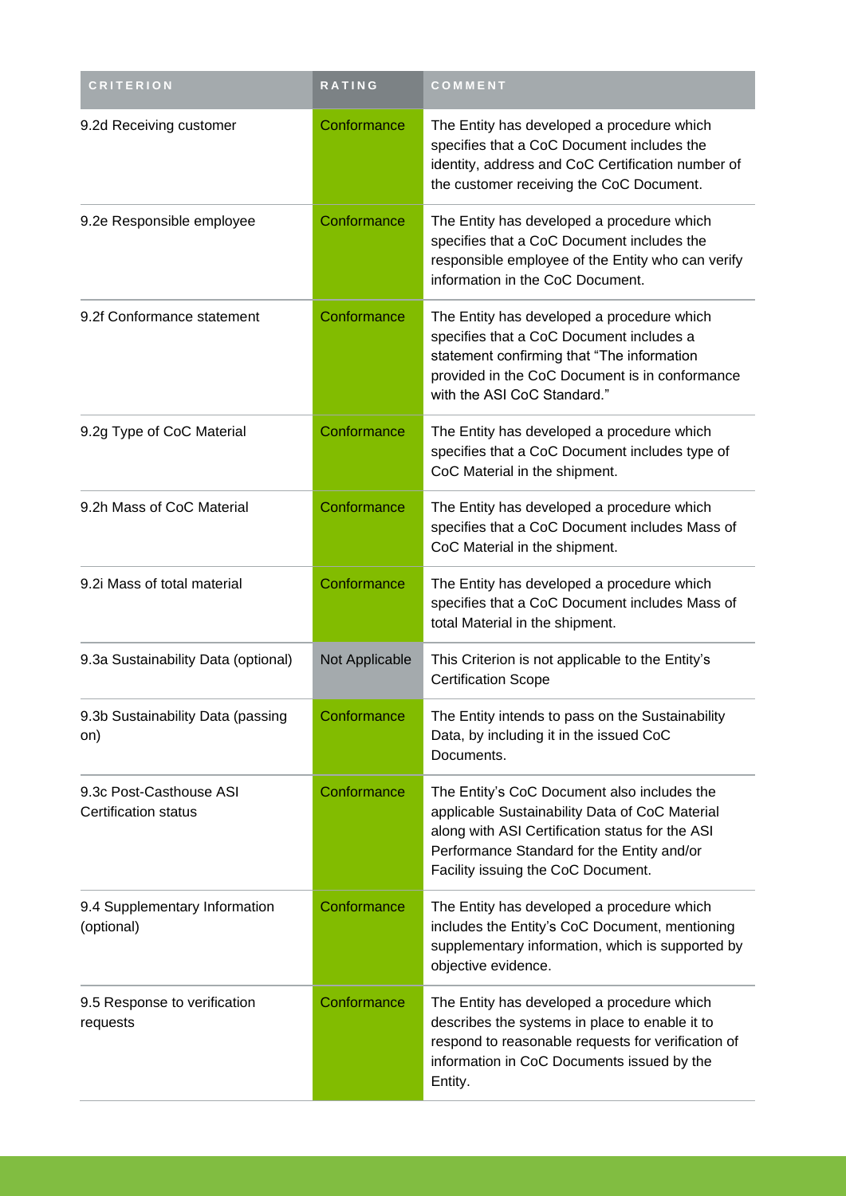| CRITERION | RATING | COMMENT |
| --- | --- | --- |
| 9.2d Receiving customer | Conformance | The Entity has developed a procedure which specifies that a CoC Document includes the identity, address and CoC Certification number of the customer receiving the CoC Document. |
| 9.2e Responsible employee | Conformance | The Entity has developed a procedure which specifies that a CoC Document includes the responsible employee of the Entity who can verify information in the CoC Document. |
| 9.2f Conformance statement | Conformance | The Entity has developed a procedure which specifies that a CoC Document includes a statement confirming that "The information provided in the CoC Document is in conformance with the ASI CoC Standard." |
| 9.2g Type of CoC Material | Conformance | The Entity has developed a procedure which specifies that a CoC Document includes type of CoC Material in the shipment. |
| 9.2h Mass of CoC Material | Conformance | The Entity has developed a procedure which specifies that a CoC Document includes Mass of CoC Material in the shipment. |
| 9.2i Mass of total material | Conformance | The Entity has developed a procedure which specifies that a CoC Document includes Mass of total Material in the shipment. |
| 9.3a Sustainability Data (optional) | Not Applicable | This Criterion is not applicable to the Entity's Certification Scope |
| 9.3b Sustainability Data (passing on) | Conformance | The Entity intends to pass on the Sustainability Data, by including it in the issued CoC Documents. |
| 9.3c Post-Casthouse ASI Certification status | Conformance | The Entity's CoC Document also includes the applicable Sustainability Data of CoC Material along with ASI Certification status for the ASI Performance Standard for the Entity and/or Facility issuing the CoC Document. |
| 9.4 Supplementary Information (optional) | Conformance | The Entity has developed a procedure which includes the Entity's CoC Document, mentioning supplementary information, which is supported by objective evidence. |
| 9.5 Response to verification requests | Conformance | The Entity has developed a procedure which describes the systems in place to enable it to respond to reasonable requests for verification of information in CoC Documents issued by the Entity. |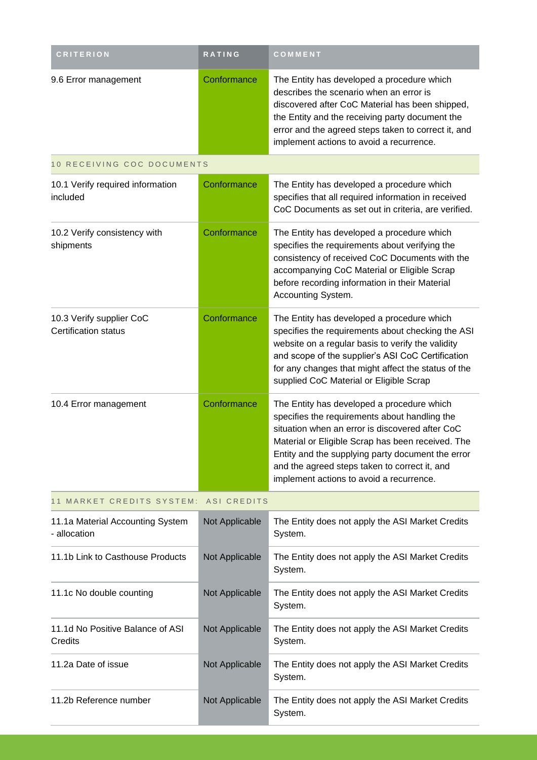| CRITERION | RATING | COMMENT |
| --- | --- | --- |
| 9.6 Error management | Conformance | The Entity has developed a procedure which describes the scenario when an error is discovered after CoC Material has been shipped, the Entity and the receiving party document the error and the agreed steps taken to correct it, and implement actions to avoid a recurrence. |
| 10 RECEIVING COC DOCUMENTS | | |
| 10.1 Verify required information included | Conformance | The Entity has developed a procedure which specifies that all required information in received CoC Documents as set out in criteria, are verified. |
| 10.2 Verify consistency with shipments | Conformance | The Entity has developed a procedure which specifies the requirements about verifying the consistency of received CoC Documents with the accompanying CoC Material or Eligible Scrap before recording information in their Material Accounting System. |
| 10.3 Verify supplier CoC Certification status | Conformance | The Entity has developed a procedure which specifies the requirements about checking the ASI website on a regular basis to verify the validity and scope of the supplier's ASI CoC Certification for any changes that might affect the status of the supplied CoC Material or Eligible Scrap |
| 10.4 Error management | Conformance | The Entity has developed a procedure which specifies the requirements about handling the situation when an error is discovered after CoC Material or Eligible Scrap has been received. The Entity and the supplying party document the error and the agreed steps taken to correct it, and implement actions to avoid a recurrence. |
| 11 MARKET CREDITS SYSTEM: ASI CREDITS | | |
| 11.1a Material Accounting System - allocation | Not Applicable | The Entity does not apply the ASI Market Credits System. |
| 11.1b Link to Casthouse Products | Not Applicable | The Entity does not apply the ASI Market Credits System. |
| 11.1c No double counting | Not Applicable | The Entity does not apply the ASI Market Credits System. |
| 11.1d No Positive Balance of ASI Credits | Not Applicable | The Entity does not apply the ASI Market Credits System. |
| 11.2a Date of issue | Not Applicable | The Entity does not apply the ASI Market Credits System. |
| 11.2b Reference number | Not Applicable | The Entity does not apply the ASI Market Credits System. |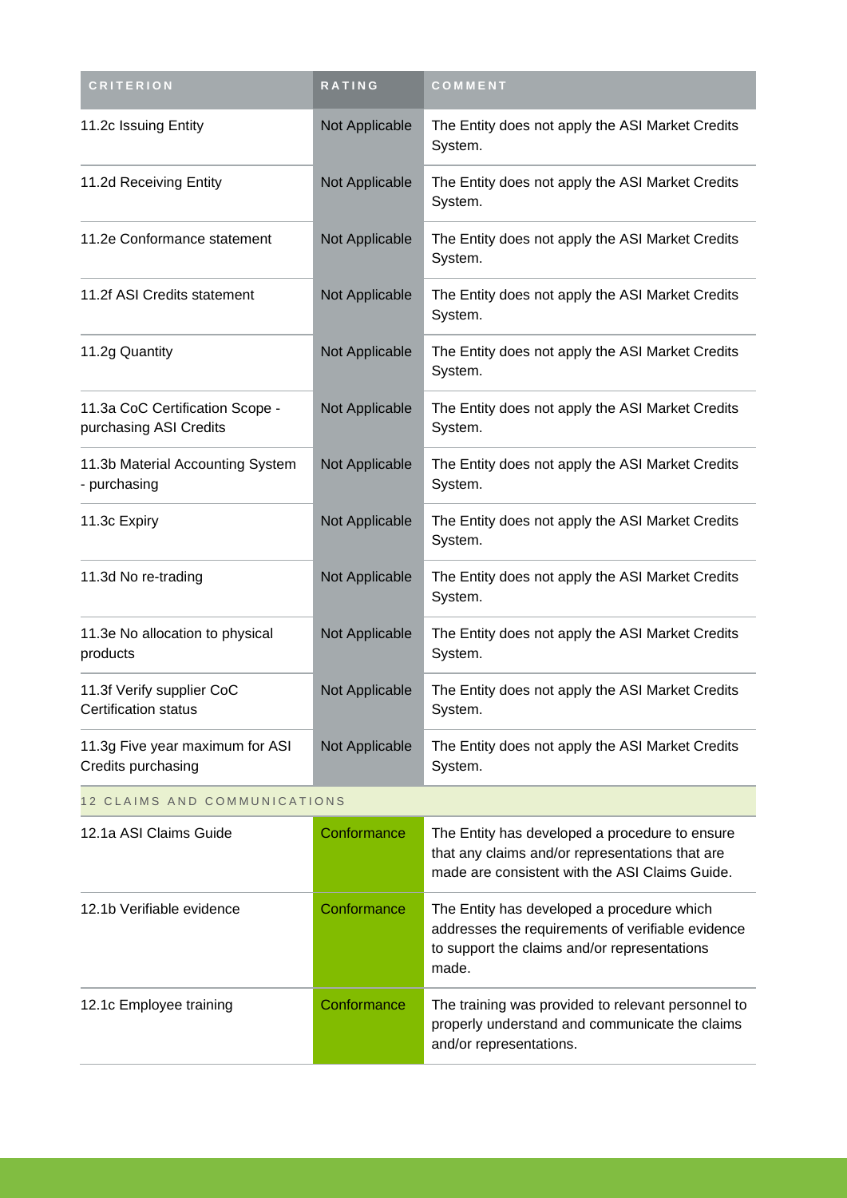| CRITERION | RATING | COMMENT |
|---|---|---|
| 11.2c Issuing Entity | Not Applicable | The Entity does not apply the ASI Market Credits System. |
| 11.2d Receiving Entity | Not Applicable | The Entity does not apply the ASI Market Credits System. |
| 11.2e Conformance statement | Not Applicable | The Entity does not apply the ASI Market Credits System. |
| 11.2f ASI Credits statement | Not Applicable | The Entity does not apply the ASI Market Credits System. |
| 11.2g Quantity | Not Applicable | The Entity does not apply the ASI Market Credits System. |
| 11.3a CoC Certification Scope - purchasing ASI Credits | Not Applicable | The Entity does not apply the ASI Market Credits System. |
| 11.3b Material Accounting System - purchasing | Not Applicable | The Entity does not apply the ASI Market Credits System. |
| 11.3c Expiry | Not Applicable | The Entity does not apply the ASI Market Credits System. |
| 11.3d No re-trading | Not Applicable | The Entity does not apply the ASI Market Credits System. |
| 11.3e No allocation to physical products | Not Applicable | The Entity does not apply the ASI Market Credits System. |
| 11.3f Verify supplier CoC Certification status | Not Applicable | The Entity does not apply the ASI Market Credits System. |
| 11.3g Five year maximum for ASI Credits purchasing | Not Applicable | The Entity does not apply the ASI Market Credits System. |
| 12 CLAIMS AND COMMUNICATIONS | | |
| 12.1a ASI Claims Guide | Conformance | The Entity has developed a procedure to ensure that any claims and/or representations that are made are consistent with the ASI Claims Guide. |
| 12.1b Verifiable evidence | Conformance | The Entity has developed a procedure which addresses the requirements of verifiable evidence to support the claims and/or representations made. |
| 12.1c Employee training | Conformance | The training was provided to relevant personnel to properly understand and communicate the claims and/or representations. |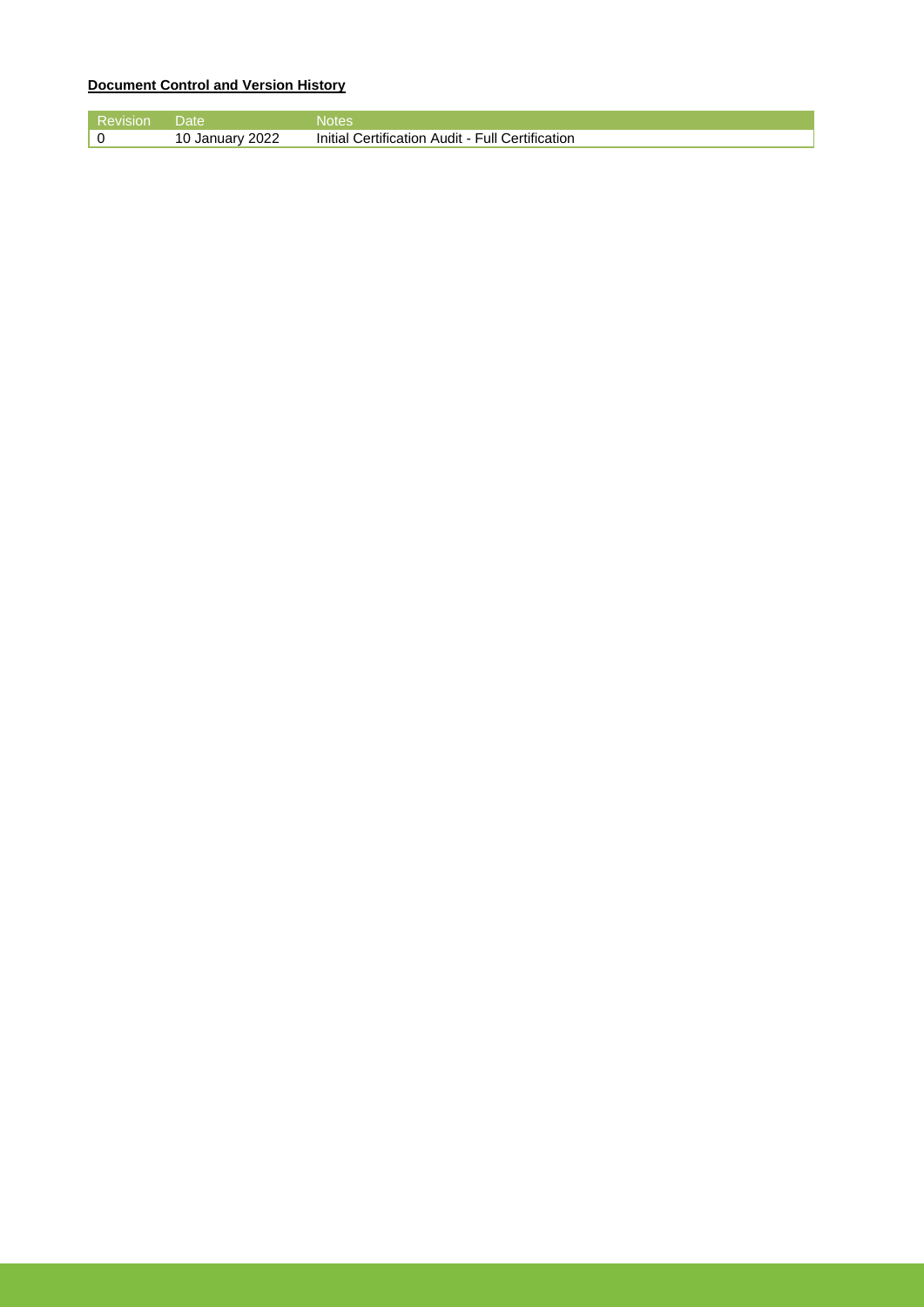**Document Control and Version History**

| Revision | Date | Notes |
| --- | --- | --- |
| 0 | 10 January 2022 | Initial Certification Audit - Full Certification |